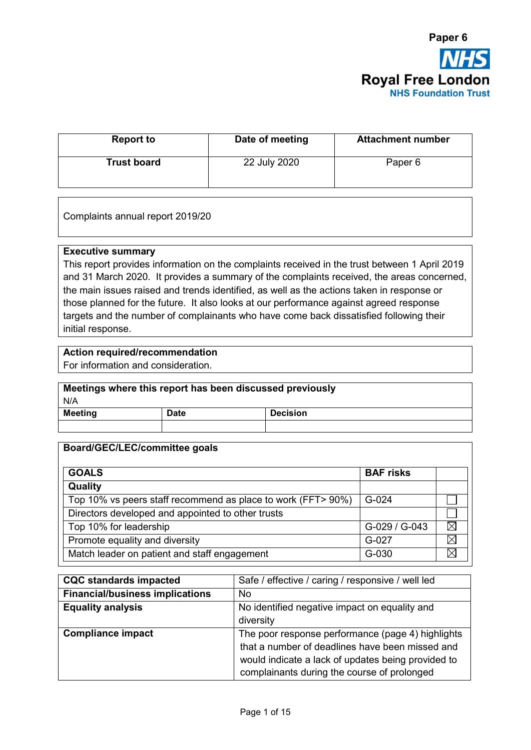Paper 6

**Royal Free London**
**NHS Foundation Trust**

| Report to | Date of meeting | Attachment number |
|---|---|---|
| **Trust board** | 22 July 2020 | Paper 6 |

Complaints annual report 2019/20

**Executive summary**
This report provides information on the complaints received in the trust between 1 April 2019 and 31 March 2020. It provides a summary of the complaints received, the areas concerned, the main issues raised and trends identified, as well as the actions taken in response or those planned for the future. It also looks at our performance against agreed response targets and the number of complainants who have come back dissatisfied following their initial response.

**Action required/recommendation**
For information and consideration.

**Meetings where this report has been discussed previously**
N/A

| Meeting | Date | Decision |
|---|---|---|
| | | |

**Board/GEC/LEC/committee goals**

| GOALS | BAF risks | |
|---|---|---|
| **Quality** | | |
| Top 10% vs peers staff recommend as place to work (FFT> 90%) | G-024 | ☐ |
| Directors developed and appointed to other trusts | | ☐ |
| Top 10% for leadership | G-029 / G-043 | ☒ |
| Promote equality and diversity | G-027 | ☒ |
| Match leader on patient and staff engagement | G-030 | ☒ |

| | |
|---|---|
| **CQC standards impacted** | Safe / effective / caring / responsive / well led |
| **Financial/business implications** | No |
| **Equality analysis** | No identified negative impact on equality and diversity |
| **Compliance impact** | The poor response performance (page 4) highlights that a number of deadlines have been missed and would indicate a lack of updates being provided to complainants during the course of prolonged |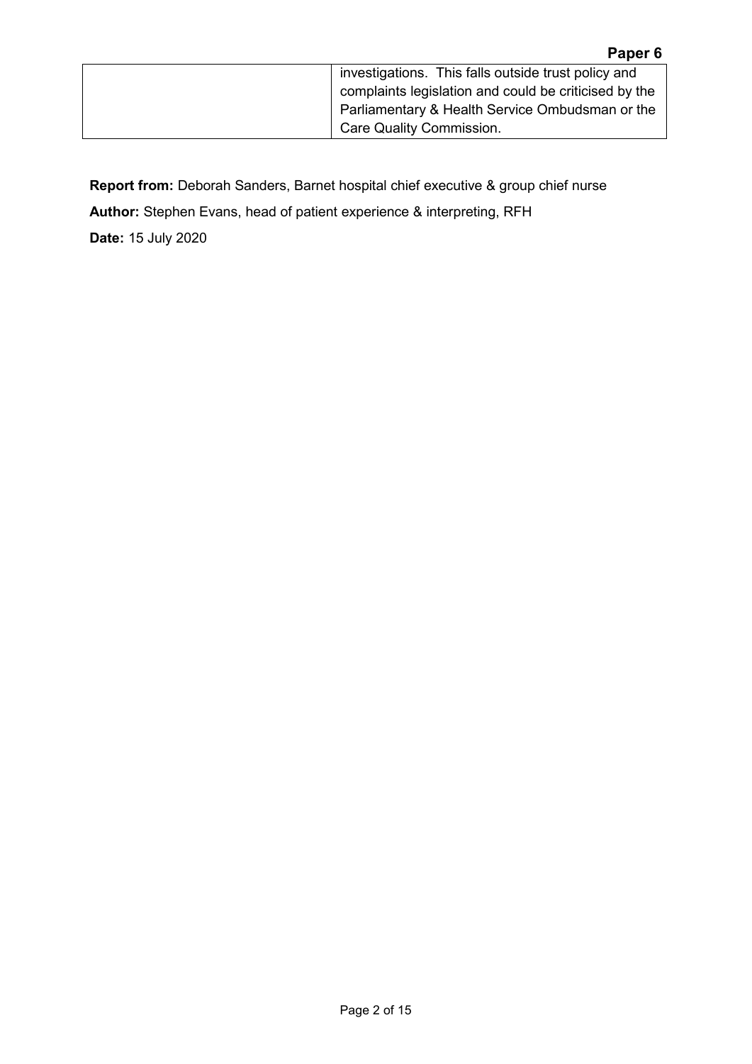|  | investigations. This falls outside trust policy and complaints legislation and could be criticised by the Parliamentary & Health Service Ombudsman or the Care Quality Commission. |
| --- | --- |

**Report from:** Deborah Sanders, Barnet hospital chief executive & group chief nurse

**Author:** Stephen Evans, head of patient experience & interpreting, RFH

**Date:** 15 July 2020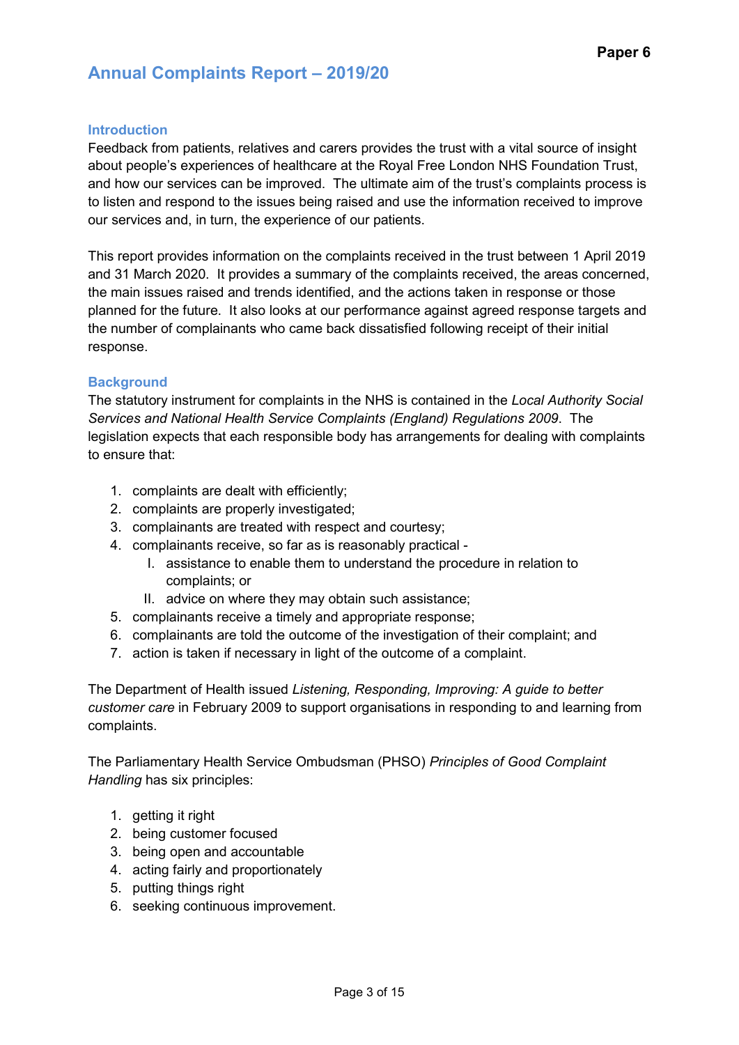# Annual Complaints Report – 2019/20

## Introduction

Feedback from patients, relatives and carers provides the trust with a vital source of insight about people's experiences of healthcare at the Royal Free London NHS Foundation Trust, and how our services can be improved. The ultimate aim of the trust's complaints process is to listen and respond to the issues being raised and use the information received to improve our services and, in turn, the experience of our patients.

This report provides information on the complaints received in the trust between 1 April 2019 and 31 March 2020. It provides a summary of the complaints received, the areas concerned, the main issues raised and trends identified, and the actions taken in response or those planned for the future. It also looks at our performance against agreed response targets and the number of complainants who came back dissatisfied following receipt of their initial response.

## Background

The statutory instrument for complaints in the NHS is contained in the *Local Authority Social Services and National Health Service Complaints (England) Regulations 2009*. The legislation expects that each responsible body has arrangements for dealing with complaints to ensure that:

1. complaints are dealt with efficiently;
2. complaints are properly investigated;
3. complainants are treated with respect and courtesy;
4. complainants receive, so far as is reasonably practical -
   I. assistance to enable them to understand the procedure in relation to complaints; or
   II. advice on where they may obtain such assistance;
5. complainants receive a timely and appropriate response;
6. complainants are told the outcome of the investigation of their complaint; and
7. action is taken if necessary in light of the outcome of a complaint.

The Department of Health issued *Listening, Responding, Improving: A guide to better customer care* in February 2009 to support organisations in responding to and learning from complaints.

The Parliamentary Health Service Ombudsman (PHSO) *Principles of Good Complaint Handling* has six principles:

1. getting it right
2. being customer focused
3. being open and accountable
4. acting fairly and proportionately
5. putting things right
6. seeking continuous improvement.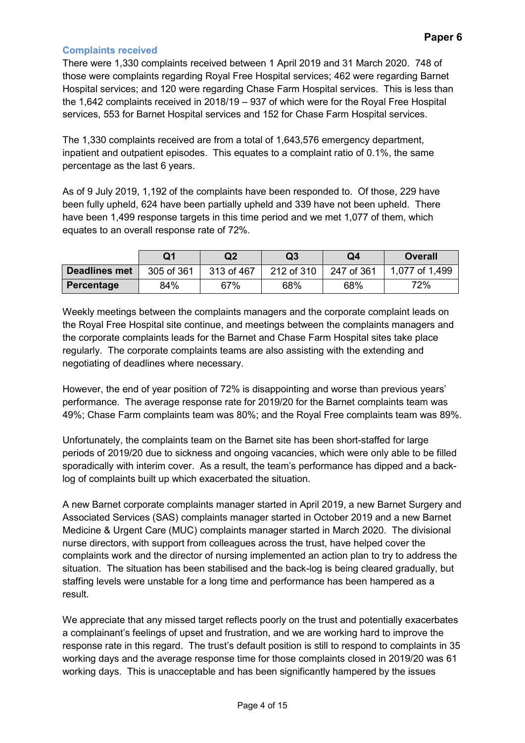### Complaints received

There were 1,330 complaints received between 1 April 2019 and 31 March 2020. 748 of those were complaints regarding Royal Free Hospital services; 462 were regarding Barnet Hospital services; and 120 were regarding Chase Farm Hospital services. This is less than the 1,642 complaints received in 2018/19 – 937 of which were for the Royal Free Hospital services, 553 for Barnet Hospital services and 152 for Chase Farm Hospital services.

The 1,330 complaints received are from a total of 1,643,576 emergency department, inpatient and outpatient episodes. This equates to a complaint ratio of 0.1%, the same percentage as the last 6 years.

As of 9 July 2019, 1,192 of the complaints have been responded to. Of those, 229 have been fully upheld, 624 have been partially upheld and 339 have not been upheld. There have been 1,499 response targets in this time period and we met 1,077 of them, which equates to an overall response rate of 72%.

| | Q1 | Q2 | Q3 | Q4 | Overall |
|---|---|---|---|---|---|
| **Deadlines met** | 305 of 361 | 313 of 467 | 212 of 310 | 247 of 361 | 1,077 of 1,499 |
| **Percentage** | 84% | 67% | 68% | 68% | 72% |

Weekly meetings between the complaints managers and the corporate complaint leads on the Royal Free Hospital site continue, and meetings between the complaints managers and the corporate complaints leads for the Barnet and Chase Farm Hospital sites take place regularly. The corporate complaints teams are also assisting with the extending and negotiating of deadlines where necessary.

However, the end of year position of 72% is disappointing and worse than previous years' performance. The average response rate for 2019/20 for the Barnet complaints team was 49%; Chase Farm complaints team was 80%; and the Royal Free complaints team was 89%.

Unfortunately, the complaints team on the Barnet site has been short-staffed for large periods of 2019/20 due to sickness and ongoing vacancies, which were only able to be filled sporadically with interim cover. As a result, the team's performance has dipped and a back-log of complaints built up which exacerbated the situation.

A new Barnet corporate complaints manager started in April 2019, a new Barnet Surgery and Associated Services (SAS) complaints manager started in October 2019 and a new Barnet Medicine & Urgent Care (MUC) complaints manager started in March 2020. The divisional nurse directors, with support from colleagues across the trust, have helped cover the complaints work and the director of nursing implemented an action plan to try to address the situation. The situation has been stabilised and the back-log is being cleared gradually, but staffing levels were unstable for a long time and performance has been hampered as a result.

We appreciate that any missed target reflects poorly on the trust and potentially exacerbates a complainant's feelings of upset and frustration, and we are working hard to improve the response rate in this regard. The trust's default position is still to respond to complaints in 35 working days and the average response time for those complaints closed in 2019/20 was 61 working days. This is unacceptable and has been significantly hampered by the issues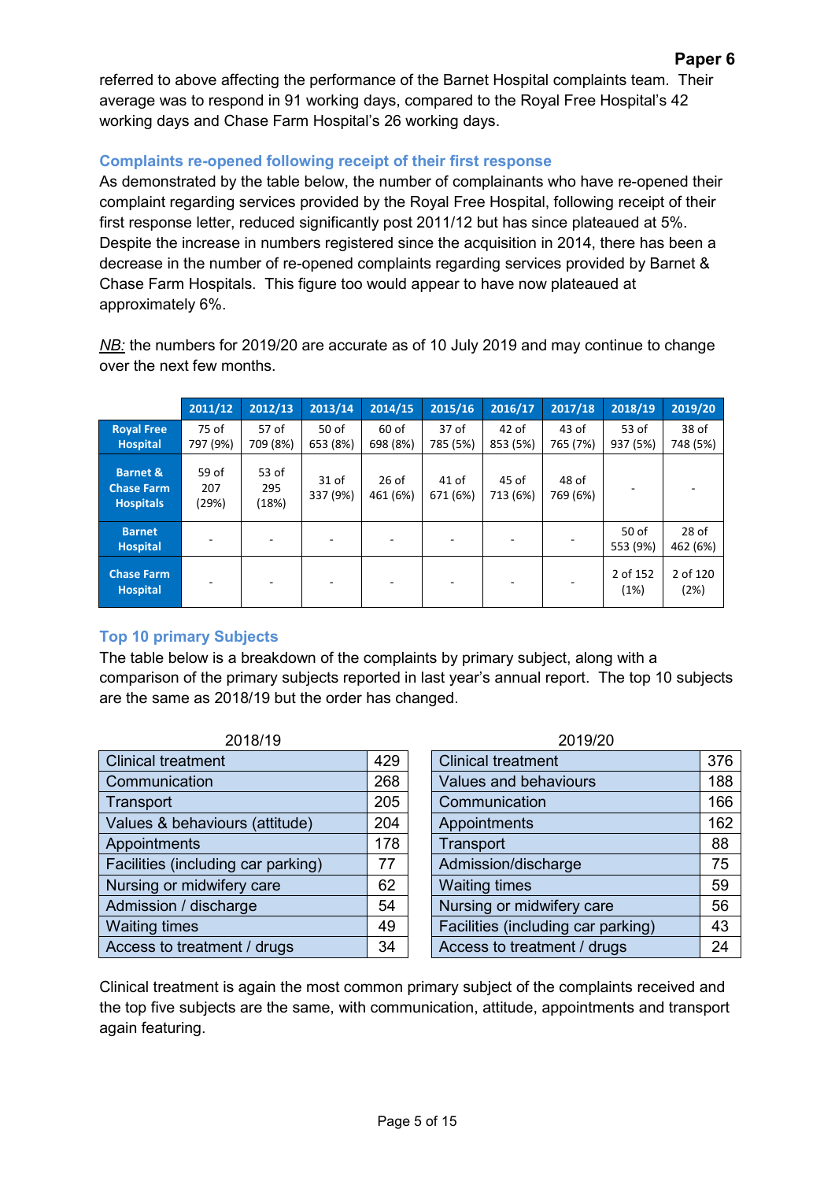referred to above affecting the performance of the Barnet Hospital complaints team. Their average was to respond in 91 working days, compared to the Royal Free Hospital's 42 working days and Chase Farm Hospital's 26 working days.

### Complaints re-opened following receipt of their first response

As demonstrated by the table below, the number of complainants who have re-opened their complaint regarding services provided by the Royal Free Hospital, following receipt of their first response letter, reduced significantly post 2011/12 but has since plateaued at 5%. Despite the increase in numbers registered since the acquisition in 2014, there has been a decrease in the number of re-opened complaints regarding services provided by Barnet & Chase Farm Hospitals. This figure too would appear to have now plateaued at approximately 6%.

*NB:* the numbers for 2019/20 are accurate as of 10 July 2019 and may continue to change over the next few months.

| | 2011/12 | 2012/13 | 2013/14 | 2014/15 | 2015/16 | 2016/17 | 2017/18 | 2018/19 | 2019/20 |
|---|---|---|---|---|---|---|---|---|---|
| **Royal Free Hospital** | 75 of 797 (9%) | 57 of 709 (8%) | 50 of 653 (8%) | 60 of 698 (8%) | 37 of 785 (5%) | 42 of 853 (5%) | 43 of 765 (7%) | 53 of 937 (5%) | 38 of 748 (5%) |
| **Barnet & Chase Farm Hospitals** | 59 of 207 (29%) | 53 of 295 (18%) | 31 of 337 (9%) | 26 of 461 (6%) | 41 of 671 (6%) | 45 of 713 (6%) | 48 of 769 (6%) | - | - |
| **Barnet Hospital** | - | - | - | - | - | - | - | 50 of 553 (9%) | 28 of 462 (6%) |
| **Chase Farm Hospital** | - | - | - | - | - | - | - | 2 of 152 (1%) | 2 of 120 (2%) |

### Top 10 primary Subjects

The table below is a breakdown of the complaints by primary subject, along with a comparison of the primary subjects reported in last year's annual report. The top 10 subjects are the same as 2018/19 but the order has changed.

2018/19

| Subject | Number |
|---|---|
| Clinical treatment | 429 |
| Communication | 268 |
| Transport | 205 |
| Values & behaviours (attitude) | 204 |
| Appointments | 178 |
| Facilities (including car parking) | 77 |
| Nursing or midwifery care | 62 |
| Admission / discharge | 54 |
| Waiting times | 49 |
| Access to treatment / drugs | 34 |

2019/20

| Subject | Number |
|---|---|
| Clinical treatment | 376 |
| Values and behaviours | 188 |
| Communication | 166 |
| Appointments | 162 |
| Transport | 88 |
| Admission/discharge | 75 |
| Waiting times | 59 |
| Nursing or midwifery care | 56 |
| Facilities (including car parking) | 43 |
| Access to treatment / drugs | 24 |

Clinical treatment is again the most common primary subject of the complaints received and the top five subjects are the same, with communication, attitude, appointments and transport again featuring.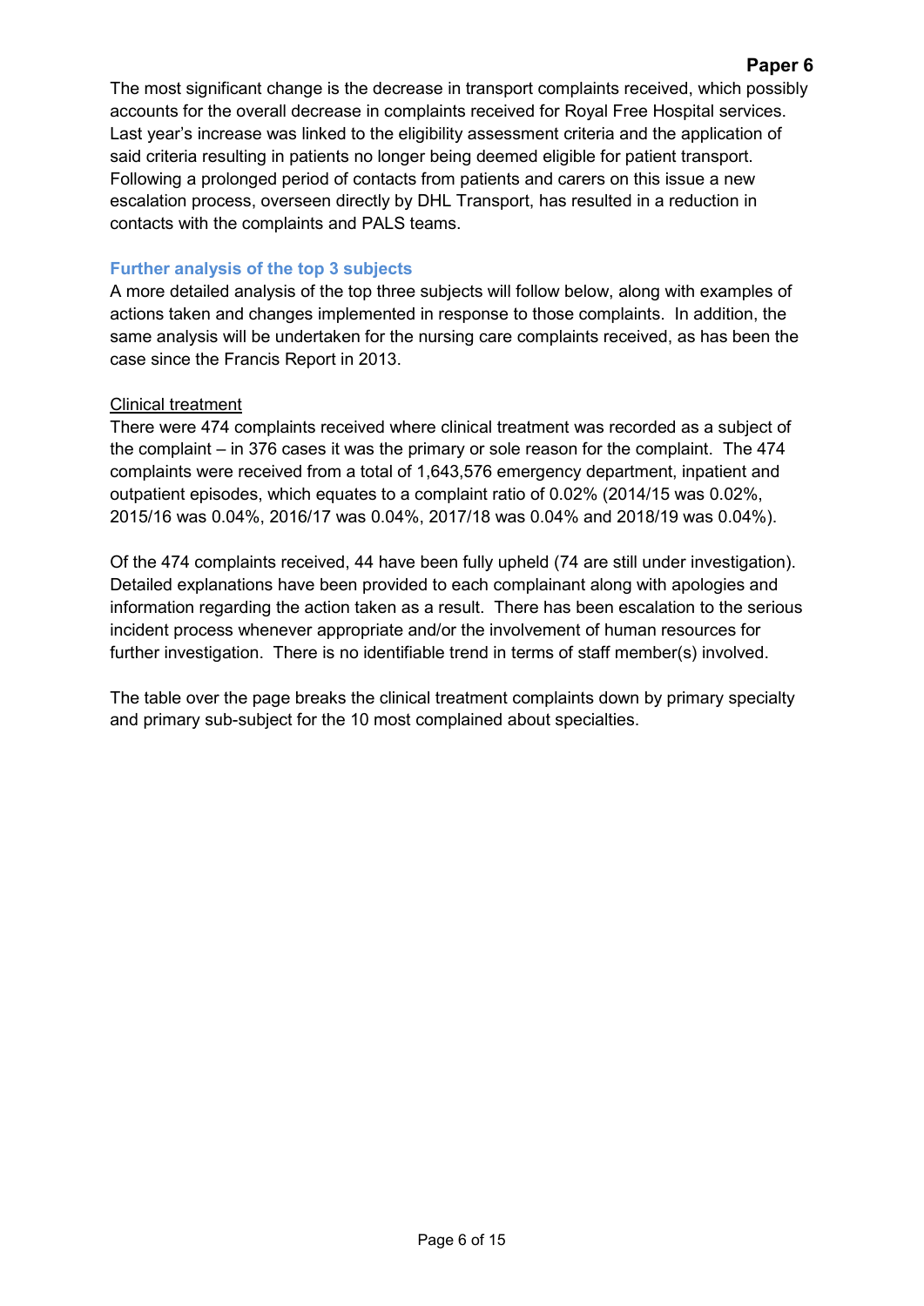The most significant change is the decrease in transport complaints received, which possibly accounts for the overall decrease in complaints received for Royal Free Hospital services. Last year's increase was linked to the eligibility assessment criteria and the application of said criteria resulting in patients no longer being deemed eligible for patient transport. Following a prolonged period of contacts from patients and carers on this issue a new escalation process, overseen directly by DHL Transport, has resulted in a reduction in contacts with the complaints and PALS teams.

### Further analysis of the top 3 subjects

A more detailed analysis of the top three subjects will follow below, along with examples of actions taken and changes implemented in response to those complaints. In addition, the same analysis will be undertaken for the nursing care complaints received, as has been the case since the Francis Report in 2013.

#### Clinical treatment

There were 474 complaints received where clinical treatment was recorded as a subject of the complaint – in 376 cases it was the primary or sole reason for the complaint. The 474 complaints were received from a total of 1,643,576 emergency department, inpatient and outpatient episodes, which equates to a complaint ratio of 0.02% (2014/15 was 0.02%, 2015/16 was 0.04%, 2016/17 was 0.04%, 2017/18 was 0.04% and 2018/19 was 0.04%).

Of the 474 complaints received, 44 have been fully upheld (74 are still under investigation). Detailed explanations have been provided to each complainant along with apologies and information regarding the action taken as a result. There has been escalation to the serious incident process whenever appropriate and/or the involvement of human resources for further investigation. There is no identifiable trend in terms of staff member(s) involved.

The table over the page breaks the clinical treatment complaints down by primary specialty and primary sub-subject for the 10 most complained about specialties.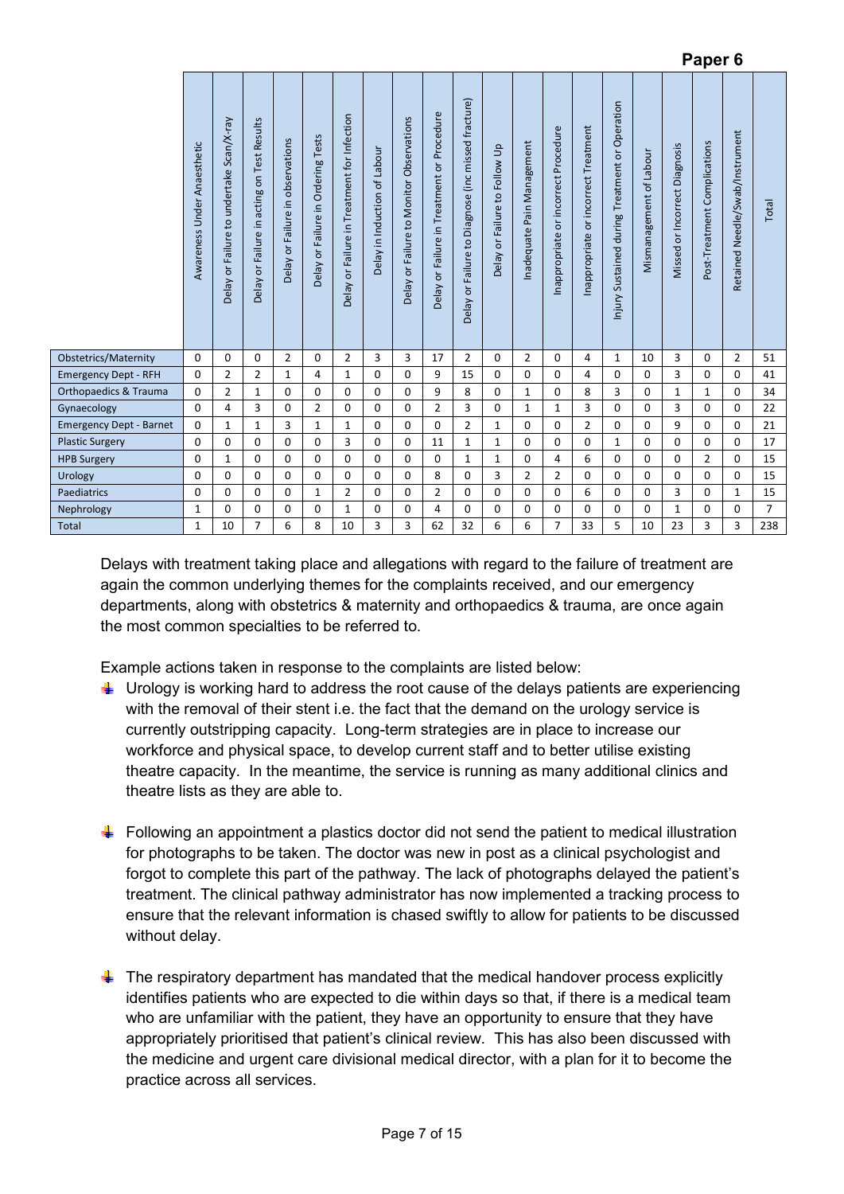Paper 6

| | Awareness Under Anaesthetic | Delay or Failure to undertake Scan/X-ray | Delay or Failure in acting on Test Results | Delay or Failure in observations | Delay or Failure in Ordering Tests | Delay or Failure in Treatment for Infection | Delay in Induction of Labour | Delay or Failure to Monitor Observations | Delay or Failure in Treatment or Procedure | Delay or Failure to Diagnose (inc missed fracture) | Delay or Failure to Follow Up | Inadequate Pain Management | Inappropriate or incorrect Procedure | Inappropriate or incorrect Treatment | Injury Sustained during Treatment or Operation | Mismanagement of Labour | Missed or Incorrect Diagnosis | Post-Treatment Complications | Retained Needle/Swab/Instrument | Total |
|---|---|---|---|---|---|---|---|---|---|---|---|---|---|---|---|---|---|---|---|---|
| Obstetrics/Maternity | 0 | 0 | 0 | 2 | 0 | 2 | 3 | 3 | 17 | 2 | 0 | 2 | 0 | 4 | 1 | 10 | 3 | 0 | 2 | 51 |
| Emergency Dept - RFH | 0 | 2 | 2 | 1 | 4 | 1 | 0 | 0 | 9 | 15 | 0 | 0 | 0 | 4 | 0 | 0 | 3 | 0 | 0 | 41 |
| Orthopaedics & Trauma | 0 | 2 | 1 | 0 | 0 | 0 | 0 | 0 | 9 | 8 | 0 | 1 | 0 | 8 | 3 | 0 | 1 | 1 | 0 | 34 |
| Gynaecology | 0 | 4 | 3 | 0 | 2 | 0 | 0 | 0 | 2 | 3 | 0 | 1 | 1 | 3 | 0 | 0 | 3 | 0 | 0 | 22 |
| Emergency Dept - Barnet | 0 | 1 | 1 | 3 | 1 | 1 | 0 | 0 | 0 | 2 | 1 | 0 | 0 | 2 | 0 | 0 | 9 | 0 | 0 | 21 |
| Plastic Surgery | 0 | 0 | 0 | 0 | 0 | 3 | 0 | 0 | 11 | 1 | 1 | 0 | 0 | 0 | 1 | 0 | 0 | 0 | 0 | 17 |
| HPB Surgery | 0 | 1 | 0 | 0 | 0 | 0 | 0 | 0 | 0 | 1 | 1 | 0 | 4 | 6 | 0 | 0 | 0 | 2 | 0 | 15 |
| Urology | 0 | 0 | 0 | 0 | 0 | 0 | 0 | 0 | 8 | 0 | 3 | 2 | 2 | 0 | 0 | 0 | 0 | 0 | 0 | 15 |
| Paediatrics | 0 | 0 | 0 | 0 | 1 | 2 | 0 | 0 | 2 | 0 | 0 | 0 | 0 | 6 | 0 | 0 | 3 | 0 | 1 | 15 |
| Nephrology | 1 | 0 | 0 | 0 | 0 | 1 | 0 | 0 | 4 | 0 | 0 | 0 | 0 | 0 | 0 | 0 | 1 | 0 | 0 | 7 |
| Total | 1 | 10 | 7 | 6 | 8 | 10 | 3 | 3 | 62 | 32 | 6 | 6 | 7 | 33 | 5 | 10 | 23 | 3 | 3 | 238 |

Delays with treatment taking place and allegations with regard to the failure of treatment are again the common underlying themes for the complaints received, and our emergency departments, along with obstetrics & maternity and orthopaedics & trauma, are once again the most common specialties to be referred to.

Example actions taken in response to the complaints are listed below:

- Urology is working hard to address the root cause of the delays patients are experiencing with the removal of their stent i.e. the fact that the demand on the urology service is currently outstripping capacity. Long-term strategies are in place to increase our workforce and physical space, to develop current staff and to better utilise existing theatre capacity. In the meantime, the service is running as many additional clinics and theatre lists as they are able to.

- Following an appointment a plastics doctor did not send the patient to medical illustration for photographs to be taken. The doctor was new in post as a clinical psychologist and forgot to complete this part of the pathway. The lack of photographs delayed the patient's treatment. The clinical pathway administrator has now implemented a tracking process to ensure that the relevant information is chased swiftly to allow for patients to be discussed without delay.

- The respiratory department has mandated that the medical handover process explicitly identifies patients who are expected to die within days so that, if there is a medical team who are unfamiliar with the patient, they have an opportunity to ensure that they have appropriately prioritised that patient's clinical review. This has also been discussed with the medicine and urgent care divisional medical director, with a plan for it to become the practice across all services.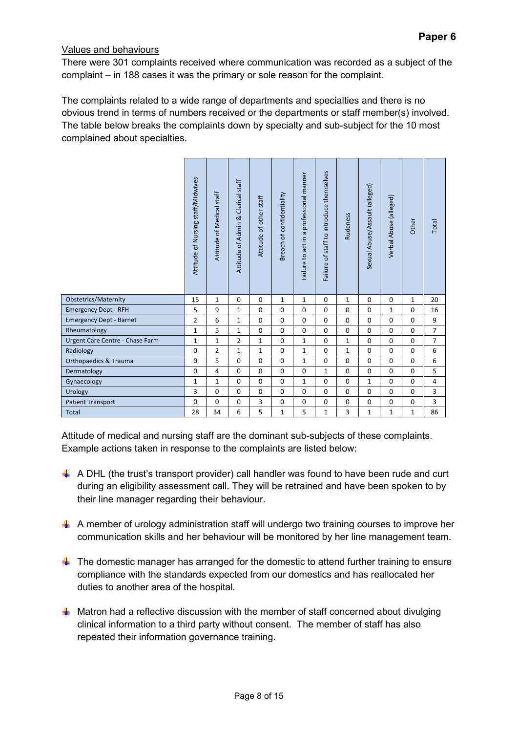Values and behaviours

There were 301 complaints received where communication was recorded as a subject of the complaint – in 188 cases it was the primary or sole reason for the complaint.

The complaints related to a wide range of departments and specialties and there is no obvious trend in terms of numbers received or the departments or staff member(s) involved. The table below breaks the complaints down by specialty and sub-subject for the 10 most complained about specialties.

| | Attitude of Nursing staff/Midwives | Attitude of Medical staff | Attitude of Admin & Clerical staff | Attitude of other staff | Breach of confidentiality | Failure to act in a professional manner | Failure of staff to introduce themselves | Rudeness | Sexual Abuse/Assault (alleged) | Verbal Abuse (alleged) | Other | Total |
|---|---|---|---|---|---|---|---|---|---|---|---|---|
| Obstetrics/Maternity | 15 | 1 | 0 | 0 | 1 | 1 | 0 | 1 | 0 | 0 | 1 | 20 |
| Emergency Dept - RFH | 5 | 9 | 1 | 0 | 0 | 0 | 0 | 0 | 0 | 1 | 0 | 16 |
| Emergency Dept - Barnet | 2 | 6 | 1 | 0 | 0 | 0 | 0 | 0 | 0 | 0 | 0 | 9 |
| Rheumatology | 1 | 5 | 1 | 0 | 0 | 0 | 0 | 0 | 0 | 0 | 0 | 7 |
| Urgent Care Centre - Chase Farm | 1 | 1 | 2 | 1 | 0 | 1 | 0 | 1 | 0 | 0 | 0 | 7 |
| Radiology | 0 | 2 | 1 | 1 | 0 | 1 | 0 | 1 | 0 | 0 | 0 | 6 |
| Orthopaedics & Trauma | 0 | 5 | 0 | 0 | 0 | 1 | 0 | 0 | 0 | 0 | 0 | 6 |
| Dermatology | 0 | 4 | 0 | 0 | 0 | 0 | 1 | 0 | 0 | 0 | 0 | 5 |
| Gynaecology | 1 | 1 | 0 | 0 | 0 | 1 | 0 | 0 | 1 | 0 | 0 | 4 |
| Urology | 3 | 0 | 0 | 0 | 0 | 0 | 0 | 0 | 0 | 0 | 0 | 3 |
| Patient Transport | 0 | 0 | 0 | 3 | 0 | 0 | 0 | 0 | 0 | 0 | 0 | 3 |
| Total | 28 | 34 | 6 | 5 | 1 | 5 | 1 | 3 | 1 | 1 | 1 | 86 |

Attitude of medical and nursing staff are the dominant sub-subjects of these complaints. Example actions taken in response to the complaints are listed below:

- A DHL (the trust's transport provider) call handler was found to have been rude and curt during an eligibility assessment call. They will be retrained and have been spoken to by their line manager regarding their behaviour.
- A member of urology administration staff will undergo two training courses to improve her communication skills and her behaviour will be monitored by her line management team.
- The domestic manager has arranged for the domestic to attend further training to ensure compliance with the standards expected from our domestics and has reallocated her duties to another area of the hospital.
- Matron had a reflective discussion with the member of staff concerned about divulging clinical information to a third party without consent. The member of staff has also repeated their information governance training.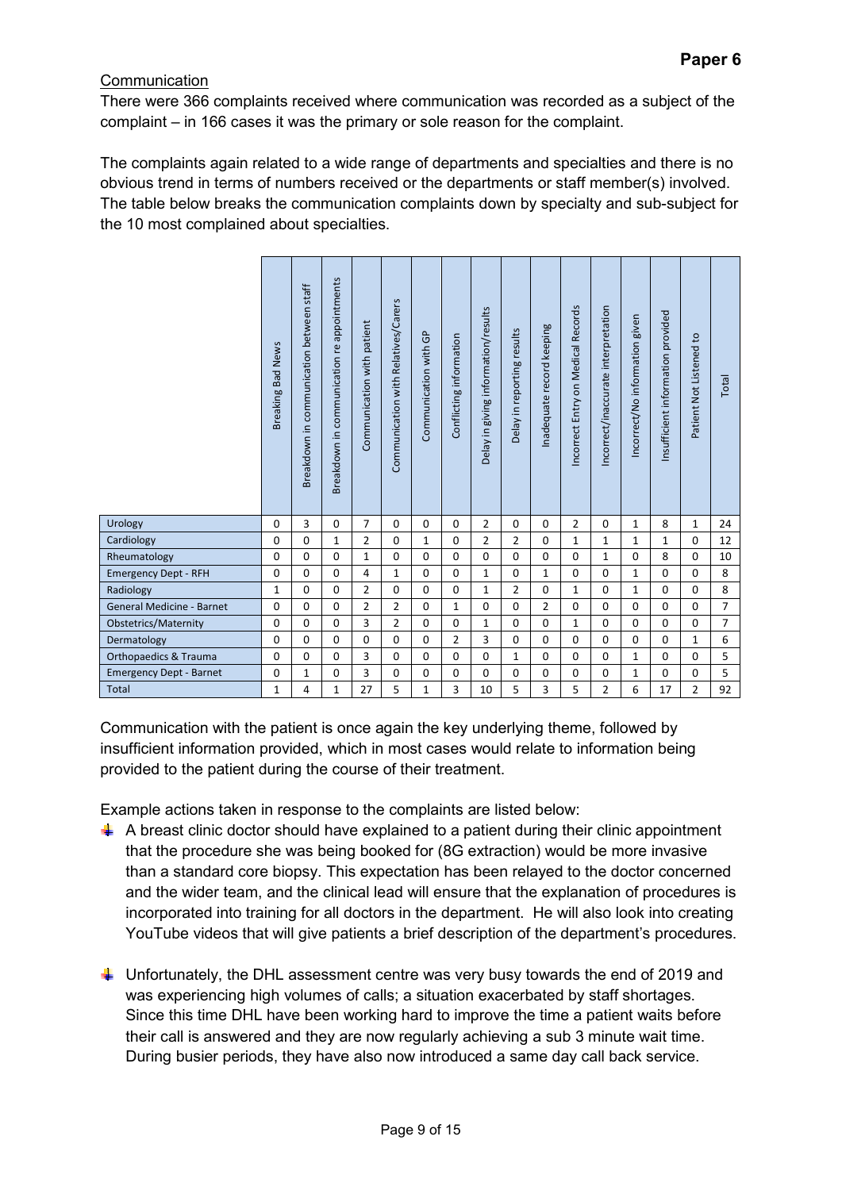**Paper 6**

Communication

There were 366 complaints received where communication was recorded as a subject of the complaint – in 166 cases it was the primary or sole reason for the complaint.

The complaints again related to a wide range of departments and specialties and there is no obvious trend in terms of numbers received or the departments or staff member(s) involved. The table below breaks the communication complaints down by specialty and sub-subject for the 10 most complained about specialties.

| | Breaking Bad News | Breakdown in communication between staff | Breakdown in communication re appointments | Communication with patient | Communication with Relatives/Carers | Communication with GP | Conflicting information | Delay in giving information/results | Delay in reporting results | Inadequate record keeping | Incorrect Entry on Medical Records | Incorrect/inaccurate interpretation | Incorrect/No information given | Insufficient information provided | Patient Not Listened to | Total |
|---|---|---|---|---|---|---|---|---|---|---|---|---|---|---|---|---|
| Urology | 0 | 3 | 0 | 7 | 0 | 0 | 0 | 2 | 0 | 0 | 2 | 0 | 1 | 8 | 1 | 24 |
| Cardiology | 0 | 0 | 1 | 2 | 0 | 1 | 0 | 2 | 2 | 0 | 1 | 1 | 1 | 1 | 0 | 12 |
| Rheumatology | 0 | 0 | 0 | 1 | 0 | 0 | 0 | 0 | 0 | 0 | 0 | 1 | 0 | 8 | 0 | 10 |
| Emergency Dept - RFH | 0 | 0 | 0 | 4 | 1 | 0 | 0 | 1 | 0 | 1 | 0 | 0 | 1 | 0 | 0 | 8 |
| Radiology | 1 | 0 | 0 | 2 | 0 | 0 | 0 | 1 | 2 | 0 | 1 | 0 | 1 | 0 | 0 | 8 |
| General Medicine - Barnet | 0 | 0 | 0 | 2 | 2 | 0 | 1 | 0 | 0 | 2 | 0 | 0 | 0 | 0 | 0 | 7 |
| Obstetrics/Maternity | 0 | 0 | 0 | 3 | 2 | 0 | 0 | 1 | 0 | 0 | 1 | 0 | 0 | 0 | 0 | 7 |
| Dermatology | 0 | 0 | 0 | 0 | 0 | 0 | 2 | 3 | 0 | 0 | 0 | 0 | 0 | 0 | 1 | 6 |
| Orthopaedics & Trauma | 0 | 0 | 0 | 3 | 0 | 0 | 0 | 0 | 1 | 0 | 0 | 0 | 1 | 0 | 0 | 5 |
| Emergency Dept - Barnet | 0 | 1 | 0 | 3 | 0 | 0 | 0 | 0 | 0 | 0 | 0 | 0 | 1 | 0 | 0 | 5 |
| Total | 1 | 4 | 1 | 27 | 5 | 1 | 3 | 10 | 5 | 3 | 5 | 2 | 6 | 17 | 2 | 92 |

Communication with the patient is once again the key underlying theme, followed by insufficient information provided, which in most cases would relate to information being provided to the patient during the course of their treatment.

Example actions taken in response to the complaints are listed below:

- A breast clinic doctor should have explained to a patient during their clinic appointment that the procedure she was being booked for (8G extraction) would be more invasive than a standard core biopsy. This expectation has been relayed to the doctor concerned and the wider team, and the clinical lead will ensure that the explanation of procedures is incorporated into training for all doctors in the department. He will also look into creating YouTube videos that will give patients a brief description of the department's procedures.

- Unfortunately, the DHL assessment centre was very busy towards the end of 2019 and was experiencing high volumes of calls; a situation exacerbated by staff shortages. Since this time DHL have been working hard to improve the time a patient waits before their call is answered and they are now regularly achieving a sub 3 minute wait time. During busier periods, they have also now introduced a same day call back service.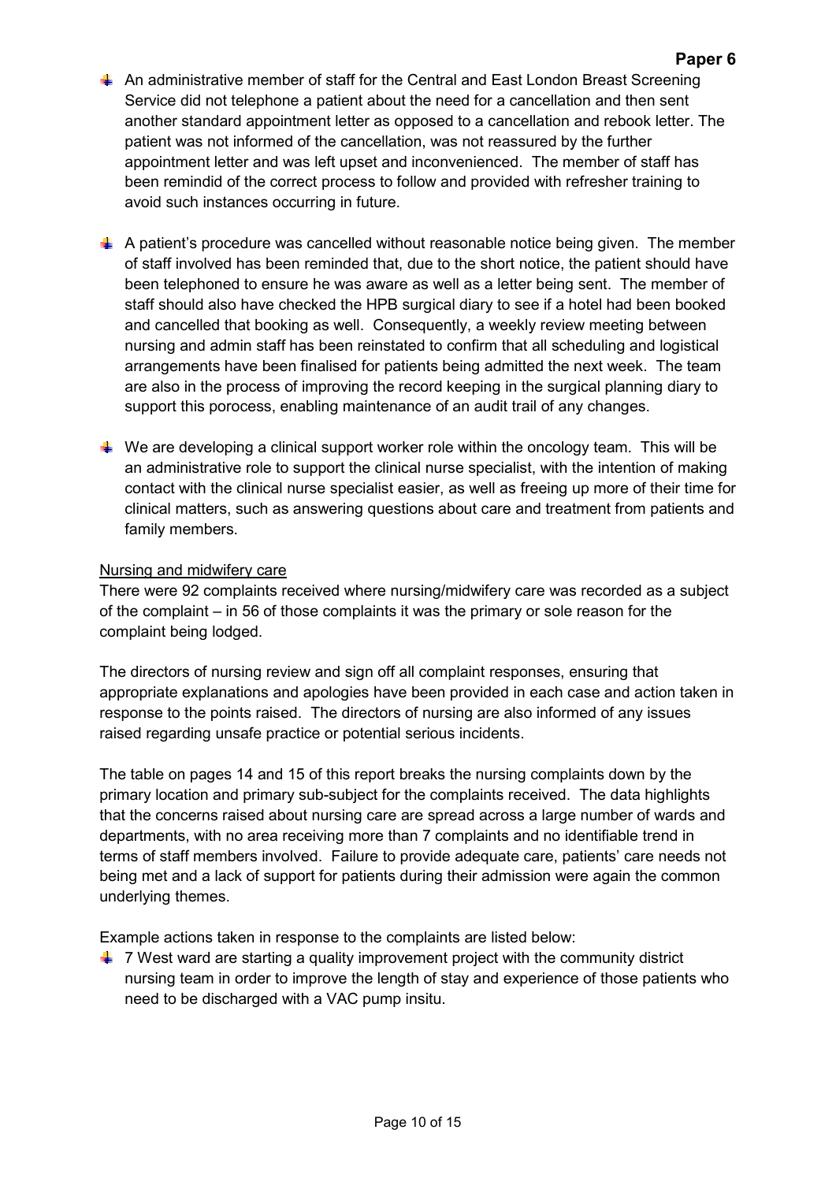- An administrative member of staff for the Central and East London Breast Screening Service did not telephone a patient about the need for a cancellation and then sent another standard appointment letter as opposed to a cancellation and rebook letter. The patient was not informed of the cancellation, was not reassured by the further appointment letter and was left upset and inconvenienced. The member of staff has been remindid of the correct process to follow and provided with refresher training to avoid such instances occurring in future.

- A patient's procedure was cancelled without reasonable notice being given. The member of staff involved has been reminded that, due to the short notice, the patient should have been telephoned to ensure he was aware as well as a letter being sent. The member of staff should also have checked the HPB surgical diary to see if a hotel had been booked and cancelled that booking as well. Consequently, a weekly review meeting between nursing and admin staff has been reinstated to confirm that all scheduling and logistical arrangements have been finalised for patients being admitted the next week. The team are also in the process of improving the record keeping in the surgical planning diary to support this porocess, enabling maintenance of an audit trail of any changes.

- We are developing a clinical support worker role within the oncology team. This will be an administrative role to support the clinical nurse specialist, with the intention of making contact with the clinical nurse specialist easier, as well as freeing up more of their time for clinical matters, such as answering questions about care and treatment from patients and family members.

Nursing and midwifery care

There were 92 complaints received where nursing/midwifery care was recorded as a subject of the complaint – in 56 of those complaints it was the primary or sole reason for the complaint being lodged.

The directors of nursing review and sign off all complaint responses, ensuring that appropriate explanations and apologies have been provided in each case and action taken in response to the points raised. The directors of nursing are also informed of any issues raised regarding unsafe practice or potential serious incidents.

The table on pages 14 and 15 of this report breaks the nursing complaints down by the primary location and primary sub-subject for the complaints received. The data highlights that the concerns raised about nursing care are spread across a large number of wards and departments, with no area receiving more than 7 complaints and no identifiable trend in terms of staff members involved. Failure to provide adequate care, patients' care needs not being met and a lack of support for patients during their admission were again the common underlying themes.

Example actions taken in response to the complaints are listed below:

- 7 West ward are starting a quality improvement project with the community district nursing team in order to improve the length of stay and experience of those patients who need to be discharged with a VAC pump insitu.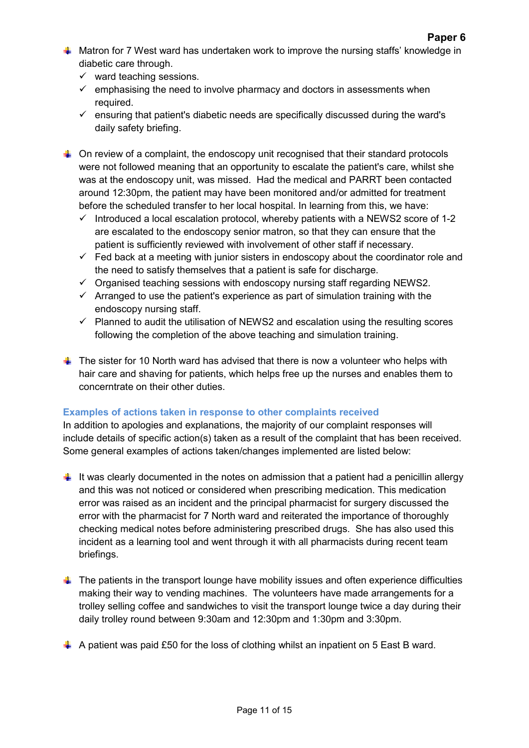- Matron for 7 West ward has undertaken work to improve the nursing staffs' knowledge in diabetic care through.
  - ✓ ward teaching sessions.
  - ✓ emphasising the need to involve pharmacy and doctors in assessments when required.
  - ✓ ensuring that patient's diabetic needs are specifically discussed during the ward's daily safety briefing.

- On review of a complaint, the endoscopy unit recognised that their standard protocols were not followed meaning that an opportunity to escalate the patient's care, whilst she was at the endoscopy unit, was missed. Had the medical and PARRT been contacted around 12:30pm, the patient may have been monitored and/or admitted for treatment before the scheduled transfer to her local hospital. In learning from this, we have:
  - ✓ Introduced a local escalation protocol, whereby patients with a NEWS2 score of 1-2 are escalated to the endoscopy senior matron, so that they can ensure that the patient is sufficiently reviewed with involvement of other staff if necessary.
  - ✓ Fed back at a meeting with junior sisters in endoscopy about the coordinator role and the need to satisfy themselves that a patient is safe for discharge.
  - ✓ Organised teaching sessions with endoscopy nursing staff regarding NEWS2.
  - ✓ Arranged to use the patient's experience as part of simulation training with the endoscopy nursing staff.
  - ✓ Planned to audit the utilisation of NEWS2 and escalation using the resulting scores following the completion of the above teaching and simulation training.

- The sister for 10 North ward has advised that there is now a volunteer who helps with hair care and shaving for patients, which helps free up the nurses and enables them to concerntrate on their other duties.

### Examples of actions taken in response to other complaints received

In addition to apologies and explanations, the majority of our complaint responses will include details of specific action(s) taken as a result of the complaint that has been received. Some general examples of actions taken/changes implemented are listed below:

- It was clearly documented in the notes on admission that a patient had a penicillin allergy and this was not noticed or considered when prescribing medication. This medication error was raised as an incident and the principal pharmacist for surgery discussed the error with the pharmacist for 7 North ward and reiterated the importance of thoroughly checking medical notes before administering prescribed drugs. She has also used this incident as a learning tool and went through it with all pharmacists during recent team briefings.

- The patients in the transport lounge have mobility issues and often experience difficulties making their way to vending machines. The volunteers have made arrangements for a trolley selling coffee and sandwiches to visit the transport lounge twice a day during their daily trolley round between 9:30am and 12:30pm and 1:30pm and 3:30pm.

- A patient was paid £50 for the loss of clothing whilst an inpatient on 5 East B ward.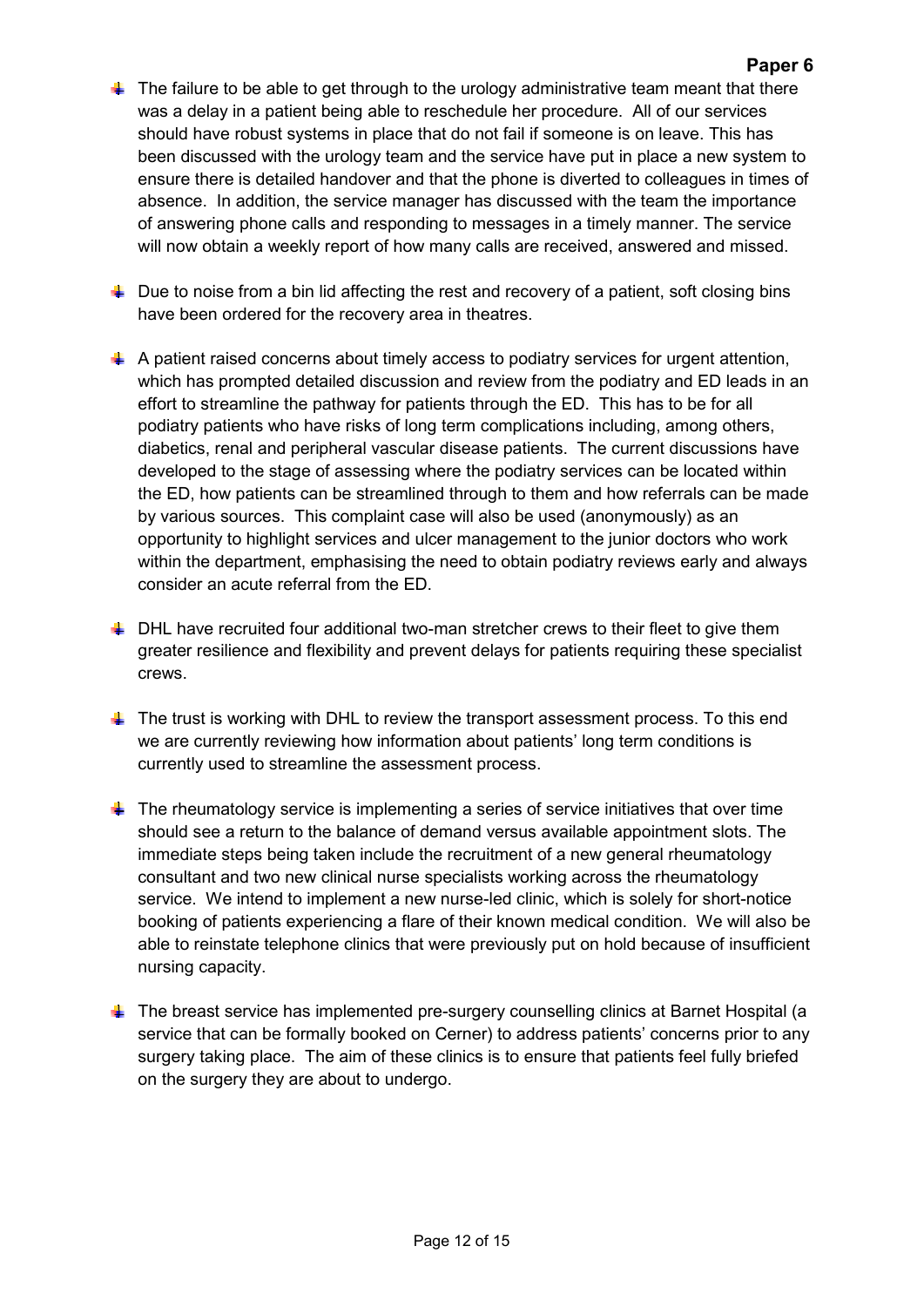- The failure to be able to get through to the urology administrative team meant that there was a delay in a patient being able to reschedule her procedure. All of our services should have robust systems in place that do not fail if someone is on leave. This has been discussed with the urology team and the service have put in place a new system to ensure there is detailed handover and that the phone is diverted to colleagues in times of absence. In addition, the service manager has discussed with the team the importance of answering phone calls and responding to messages in a timely manner. The service will now obtain a weekly report of how many calls are received, answered and missed.

- Due to noise from a bin lid affecting the rest and recovery of a patient, soft closing bins have been ordered for the recovery area in theatres.

- A patient raised concerns about timely access to podiatry services for urgent attention, which has prompted detailed discussion and review from the podiatry and ED leads in an effort to streamline the pathway for patients through the ED. This has to be for all podiatry patients who have risks of long term complications including, among others, diabetics, renal and peripheral vascular disease patients. The current discussions have developed to the stage of assessing where the podiatry services can be located within the ED, how patients can be streamlined through to them and how referrals can be made by various sources. This complaint case will also be used (anonymously) as an opportunity to highlight services and ulcer management to the junior doctors who work within the department, emphasising the need to obtain podiatry reviews early and always consider an acute referral from the ED.

- DHL have recruited four additional two-man stretcher crews to their fleet to give them greater resilience and flexibility and prevent delays for patients requiring these specialist crews.

- The trust is working with DHL to review the transport assessment process. To this end we are currently reviewing how information about patients' long term conditions is currently used to streamline the assessment process.

- The rheumatology service is implementing a series of service initiatives that over time should see a return to the balance of demand versus available appointment slots. The immediate steps being taken include the recruitment of a new general rheumatology consultant and two new clinical nurse specialists working across the rheumatology service. We intend to implement a new nurse-led clinic, which is solely for short-notice booking of patients experiencing a flare of their known medical condition. We will also be able to reinstate telephone clinics that were previously put on hold because of insufficient nursing capacity.

- The breast service has implemented pre-surgery counselling clinics at Barnet Hospital (a service that can be formally booked on Cerner) to address patients' concerns prior to any surgery taking place. The aim of these clinics is to ensure that patients feel fully briefed on the surgery they are about to undergo.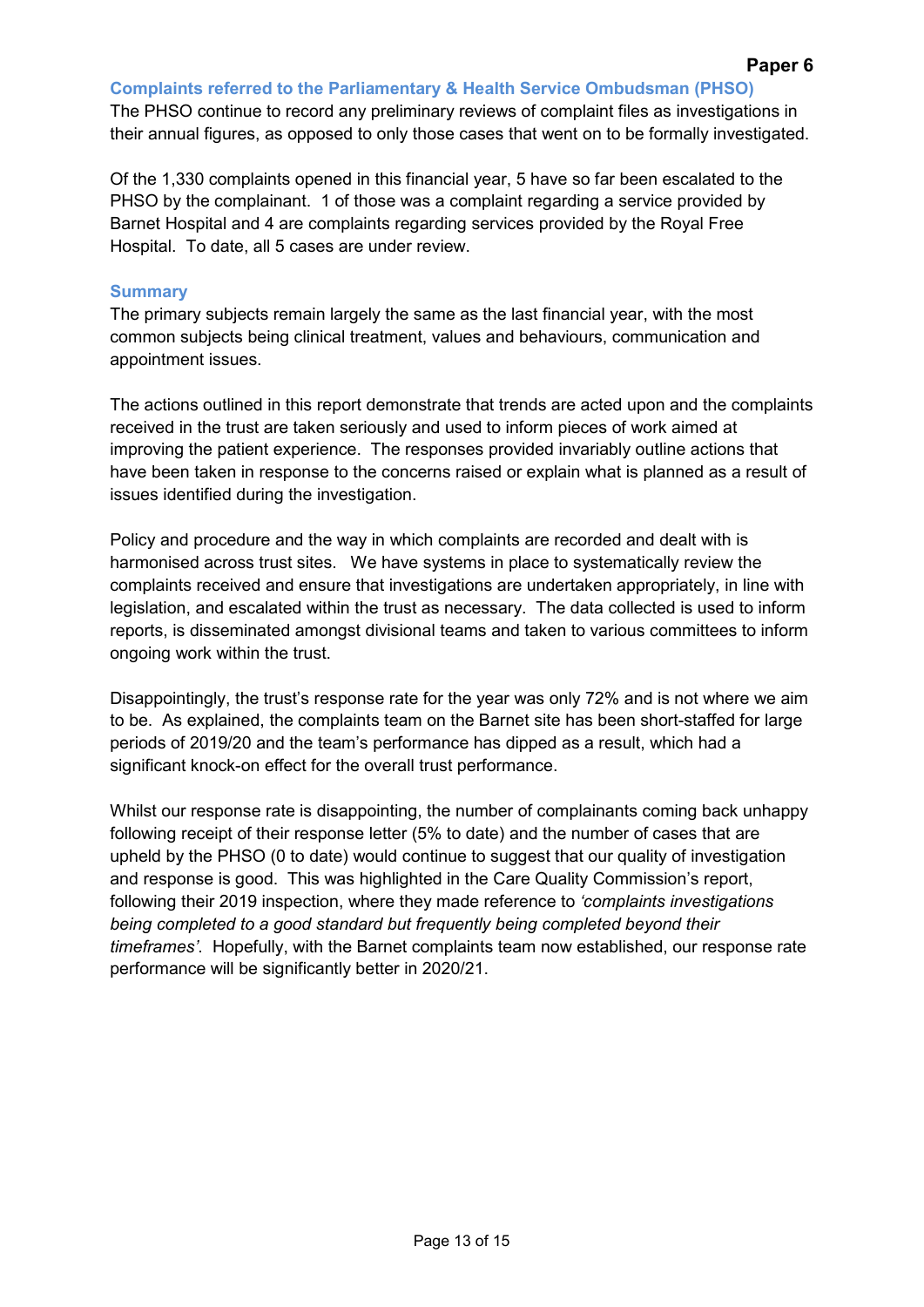## Complaints referred to the Parliamentary & Health Service Ombudsman (PHSO)

The PHSO continue to record any preliminary reviews of complaint files as investigations in their annual figures, as opposed to only those cases that went on to be formally investigated.

Of the 1,330 complaints opened in this financial year, 5 have so far been escalated to the PHSO by the complainant. 1 of those was a complaint regarding a service provided by Barnet Hospital and 4 are complaints regarding services provided by the Royal Free Hospital. To date, all 5 cases are under review.

## Summary

The primary subjects remain largely the same as the last financial year, with the most common subjects being clinical treatment, values and behaviours, communication and appointment issues.

The actions outlined in this report demonstrate that trends are acted upon and the complaints received in the trust are taken seriously and used to inform pieces of work aimed at improving the patient experience. The responses provided invariably outline actions that have been taken in response to the concerns raised or explain what is planned as a result of issues identified during the investigation.

Policy and procedure and the way in which complaints are recorded and dealt with is harmonised across trust sites. We have systems in place to systematically review the complaints received and ensure that investigations are undertaken appropriately, in line with legislation, and escalated within the trust as necessary. The data collected is used to inform reports, is disseminated amongst divisional teams and taken to various committees to inform ongoing work within the trust.

Disappointingly, the trust's response rate for the year was only 72% and is not where we aim to be. As explained, the complaints team on the Barnet site has been short-staffed for large periods of 2019/20 and the team's performance has dipped as a result, which had a significant knock-on effect for the overall trust performance.

Whilst our response rate is disappointing, the number of complainants coming back unhappy following receipt of their response letter (5% to date) and the number of cases that are upheld by the PHSO (0 to date) would continue to suggest that our quality of investigation and response is good. This was highlighted in the Care Quality Commission's report, following their 2019 inspection, where they made reference to *'complaints investigations being completed to a good standard but frequently being completed beyond their timeframes'*. Hopefully, with the Barnet complaints team now established, our response rate performance will be significantly better in 2020/21.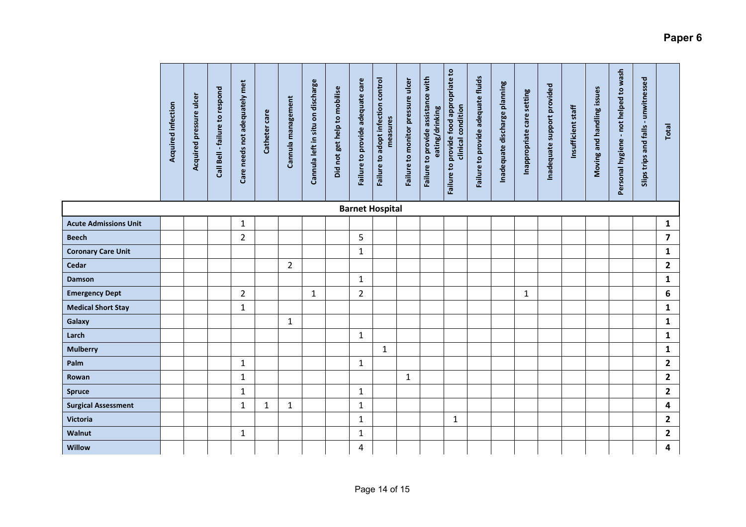| | Acquired infection | Acquired pressure ulcer | Call Bell - failure to respond | Care needs not adequately met | Catheter care | Cannula management | Cannula left in situ on discharge | Did not get help to mobilise | Failure to provide adequate care | Failure to adopt infection control measures | Failure to monitor pressure ulcer | Failure to provide assistance with eating/drinking | Failure to provide food appropriate to clinical condition | Failure to provide adequate fluids | Inadequate discharge planning | Inappropriate care setting | Inadequate support provided | Insufficient staff | Moving and handling issues | Personal hygiene - not helped to wash | Slips trips and falls - unwitnessed | Total |
|---|---|---|---|---|---|---|---|---|---|---|---|---|---|---|---|---|---|---|---|---|---|---|
| **Barnet Hospital** | | | | | | | | | | | | | | | | | | | | | | |
| **Acute Admissions Unit** | | | | 1 | | | | | | | | | | | | | | | | | | **1** |
| **Beech** | | | | 2 | | | | | 5 | | | | | | | | | | | | | **7** |
| **Coronary Care Unit** | | | | | | | | | 1 | | | | | | | | | | | | | **1** |
| **Cedar** | | | | | | 2 | | | | | | | | | | | | | | | | **2** |
| **Damson** | | | | | | | | | 1 | | | | | | | | | | | | | **1** |
| **Emergency Dept** | | | | 2 | | | 1 | | 2 | | | | | | | 1 | | | | | | **6** |
| **Medical Short Stay** | | | | 1 | | | | | | | | | | | | | | | | | | **1** |
| **Galaxy** | | | | | | 1 | | | | | | | | | | | | | | | | **1** |
| **Larch** | | | | | | | | | 1 | | | | | | | | | | | | | **1** |
| **Mulberry** | | | | | | | | | | 1 | | | | | | | | | | | | **1** |
| **Palm** | | | | 1 | | | | | 1 | | | | | | | | | | | | | **2** |
| **Rowan** | | | | 1 | | | | | | | 1 | | | | | | | | | | | **2** |
| **Spruce** | | | | 1 | | | | | 1 | | | | | | | | | | | | | **2** |
| **Surgical Assessment** | | | | 1 | 1 | 1 | | | 1 | | | | | | | | | | | | | **4** |
| **Victoria** | | | | | | | | | 1 | | | | 1 | | | | | | | | | **2** |
| **Walnut** | | | | 1 | | | | | 1 | | | | | | | | | | | | | **2** |
| **Willow** | | | | | | | | | 4 | | | | | | | | | | | | | **4** |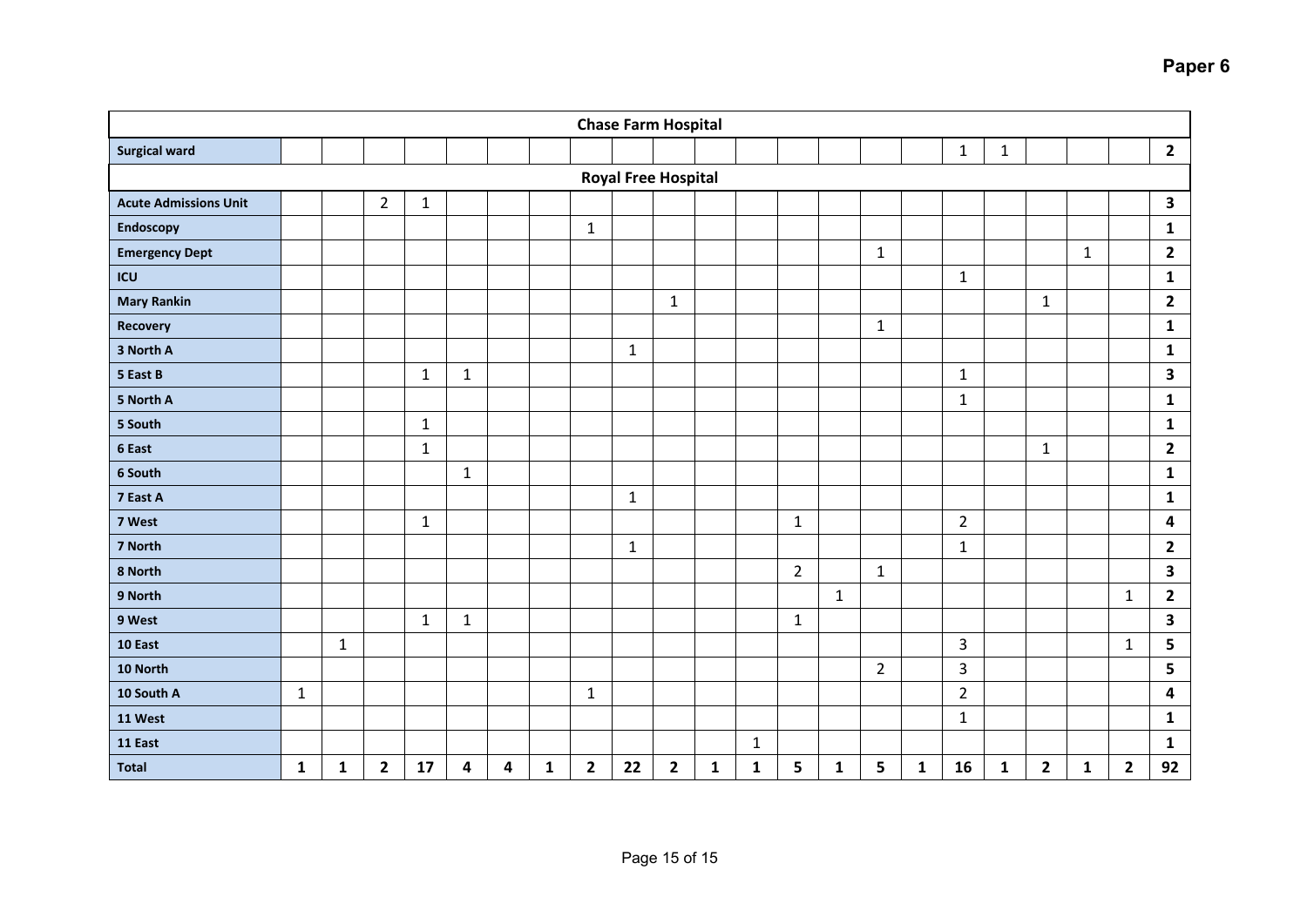| | | | | | | | | | | | | | | | | | | | | | | |
|---|---|---|---|---|---|---|---|---|---|---|---|---|---|---|---|---|---|---|---|---|---|---|
| **Chase Farm Hospital** | | | | | | | | | | | | | | | | | | | | | | |
| **Surgical ward** | | | | | | | | | | | | | | | | | 1 | 1 | | | | **2** |
| **Royal Free Hospital** | | | | | | | | | | | | | | | | | | | | | | |
| **Acute Admissions Unit** | | | 2 | 1 | | | | | | | | | | | | | | | | | | **3** |
| **Endoscopy** | | | | | | | | 1 | | | | | | | | | | | | | | **1** |
| **Emergency Dept** | | | | | | | | | | | | | | | 1 | | | | | 1 | | **2** |
| **ICU** | | | | | | | | | | | | | | | | | 1 | | | | | **1** |
| **Mary Rankin** | | | | | | | | | | 1 | | | | | | | | | 1 | | | **2** |
| **Recovery** | | | | | | | | | | | | | | | 1 | | | | | | | **1** |
| **3 North A** | | | | | | | | | 1 | | | | | | | | | | | | | **1** |
| **5 East B** | | | | 1 | 1 | | | | | | | | | | | | 1 | | | | | **3** |
| **5 North A** | | | | | | | | | | | | | | | | | 1 | | | | | **1** |
| **5 South** | | | | 1 | | | | | | | | | | | | | | | | | | **1** |
| **6 East** | | | | 1 | | | | | | | | | | | | | | | 1 | | | **2** |
| **6 South** | | | | | 1 | | | | | | | | | | | | | | | | | **1** |
| **7 East A** | | | | | | | | | 1 | | | | | | | | | | | | | **1** |
| **7 West** | | | | 1 | | | | | | | | | 1 | | | | 2 | | | | | **4** |
| **7 North** | | | | | | | | | 1 | | | | | | | | 1 | | | | | **2** |
| **8 North** | | | | | | | | | | | | | 2 | | 1 | | | | | | | **3** |
| **9 North** | | | | | | | | | | | | | | 1 | | | | | | | 1 | **2** |
| **9 West** | | | | 1 | 1 | | | | | | | | 1 | | | | | | | | | **3** |
| **10 East** | | 1 | | | | | | | | | | | | | | | 3 | | | | 1 | **5** |
| **10 North** | | | | | | | | | | | | | | | 2 | | 3 | | | | | **5** |
| **10 South A** | 1 | | | | | | | 1 | | | | | | | | | 2 | | | | | **4** |
| **11 West** | | | | | | | | | | | | | | | | | 1 | | | | | **1** |
| **11 East** | | | | | | | | | | | | 1 | | | | | | | | | | **1** |
| **Total** | **1** | **1** | **2** | **17** | **4** | **4** | **1** | **2** | **22** | **2** | **1** | **1** | **5** | **1** | **5** | **1** | **16** | **1** | **2** | **1** | **2** | **92** |